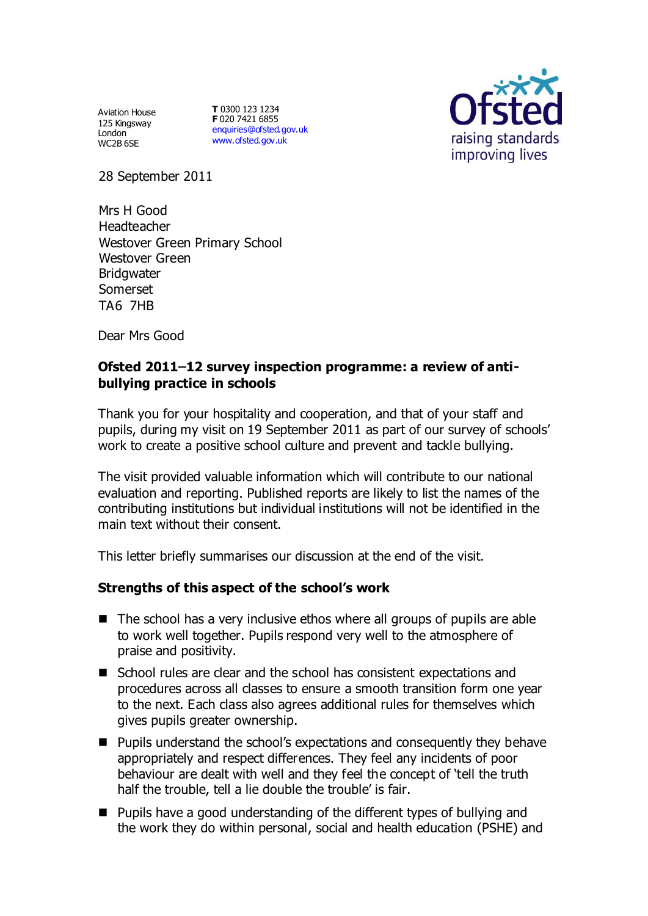Aviation House
125 Kingsway
London
WC2B 6SE

**T** 0300 123 1234
**F** 020 7421 6855
enquiries@ofsted.gov.uk
www.ofsted.gov.uk

Ofsted
raising standards
improving lives

28 September 2011

Mrs H Good
Headteacher
Westover Green Primary School
Westover Green
Bridgwater
Somerset
TA6 7HB

Dear Mrs Good

**Ofsted 2011–12 survey inspection programme: a review of anti-bullying practice in schools**

Thank you for your hospitality and cooperation, and that of your staff and pupils, during my visit on 19 September 2011 as part of our survey of schools' work to create a positive school culture and prevent and tackle bullying.

The visit provided valuable information which will contribute to our national evaluation and reporting. Published reports are likely to list the names of the contributing institutions but individual institutions will not be identified in the main text without their consent.

This letter briefly summarises our discussion at the end of the visit.

**Strengths of this aspect of the school's work**

- The school has a very inclusive ethos where all groups of pupils are able to work well together. Pupils respond very well to the atmosphere of praise and positivity.
- School rules are clear and the school has consistent expectations and procedures across all classes to ensure a smooth transition form one year to the next. Each class also agrees additional rules for themselves which gives pupils greater ownership.
- Pupils understand the school's expectations and consequently they behave appropriately and respect differences. They feel any incidents of poor behaviour are dealt with well and they feel the concept of 'tell the truth half the trouble, tell a lie double the trouble' is fair.
- Pupils have a good understanding of the different types of bullying and the work they do within personal, social and health education (PSHE) and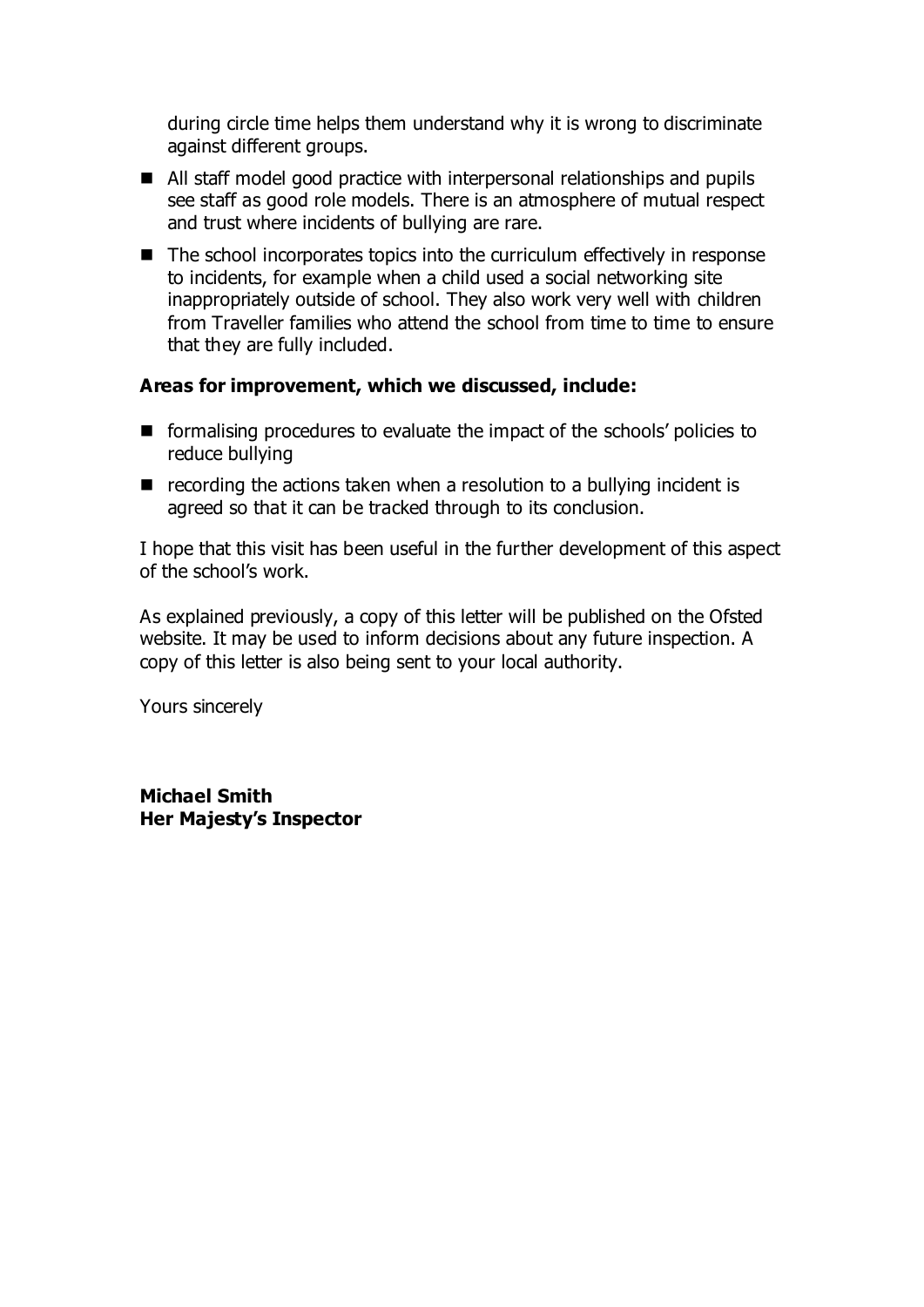during circle time helps them understand why it is wrong to discriminate against different groups.

- All staff model good practice with interpersonal relationships and pupils see staff as good role models. There is an atmosphere of mutual respect and trust where incidents of bullying are rare.
- The school incorporates topics into the curriculum effectively in response to incidents, for example when a child used a social networking site inappropriately outside of school. They also work very well with children from Traveller families who attend the school from time to time to ensure that they are fully included.

**Areas for improvement, which we discussed, include:**

- formalising procedures to evaluate the impact of the schools' policies to reduce bullying
- recording the actions taken when a resolution to a bullying incident is agreed so that it can be tracked through to its conclusion.

I hope that this visit has been useful in the further development of this aspect of the school's work.

As explained previously, a copy of this letter will be published on the Ofsted website. It may be used to inform decisions about any future inspection. A copy of this letter is also being sent to your local authority.

Yours sincerely

**Michael Smith**
**Her Majesty's Inspector**